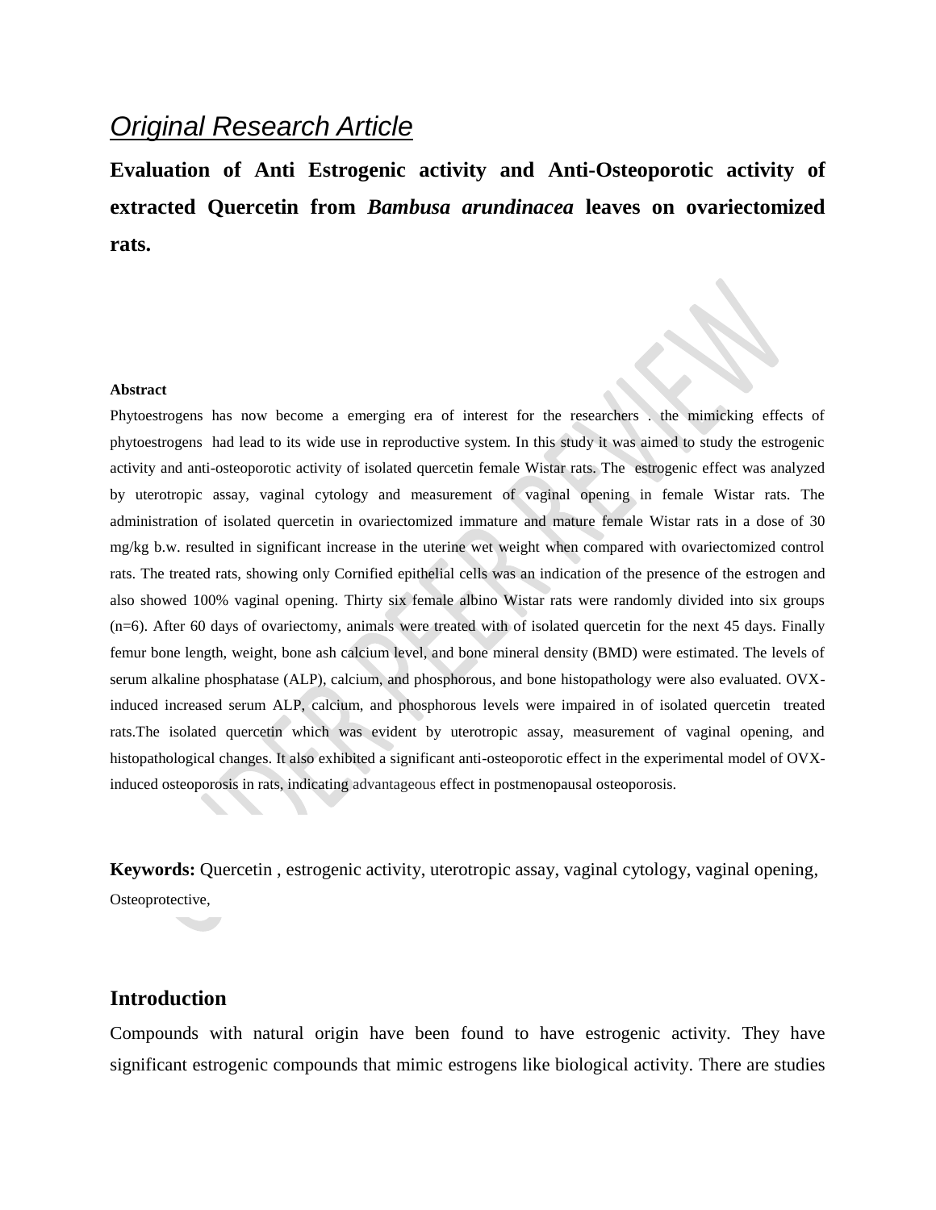*Original Research Article*

# Evaluation of Anti Estrogenic activity and Anti-Osteoporotic activity of extracted Quercetin from *Bambusa arundinacea* leaves on ovariectomized rats.

**Abstract**

Phytoestrogens has now become a emerging era of interest for the researchers . the mimicking effects of phytoestrogens had lead to its wide use in reproductive system. In this study it was aimed to study the estrogenic activity and anti-osteoporotic activity of isolated quercetin female Wistar rats. The estrogenic effect was analyzed by uterotropic assay, vaginal cytology and measurement of vaginal opening in female Wistar rats. The administration of isolated quercetin in ovariectomized immature and mature female Wistar rats in a dose of 30 mg/kg b.w. resulted in significant increase in the uterine wet weight when compared with ovariectomized control rats. The treated rats, showing only Cornified epithelial cells was an indication of the presence of the estrogen and also showed 100% vaginal opening. Thirty six female albino Wistar rats were randomly divided into six groups (n=6). After 60 days of ovariectomy, animals were treated with of isolated quercetin for the next 45 days. Finally femur bone length, weight, bone ash calcium level, and bone mineral density (BMD) were estimated. The levels of serum alkaline phosphatase (ALP), calcium, and phosphorous, and bone histopathology were also evaluated. OVX-induced increased serum ALP, calcium, and phosphorous levels were impaired in of isolated quercetin treated rats.The isolated quercetin which was evident by uterotropic assay, measurement of vaginal opening, and histopathological changes. It also exhibited a significant anti-osteoporotic effect in the experimental model of OVX-induced osteoporosis in rats, indicating advantageous effect in postmenopausal osteoporosis.

**Keywords:** Quercetin , estrogenic activity, uterotropic assay, vaginal cytology, vaginal opening, Osteoprotective,

## Introduction

Compounds with natural origin have been found to have estrogenic activity. They have significant estrogenic compounds that mimic estrogens like biological activity. There are studies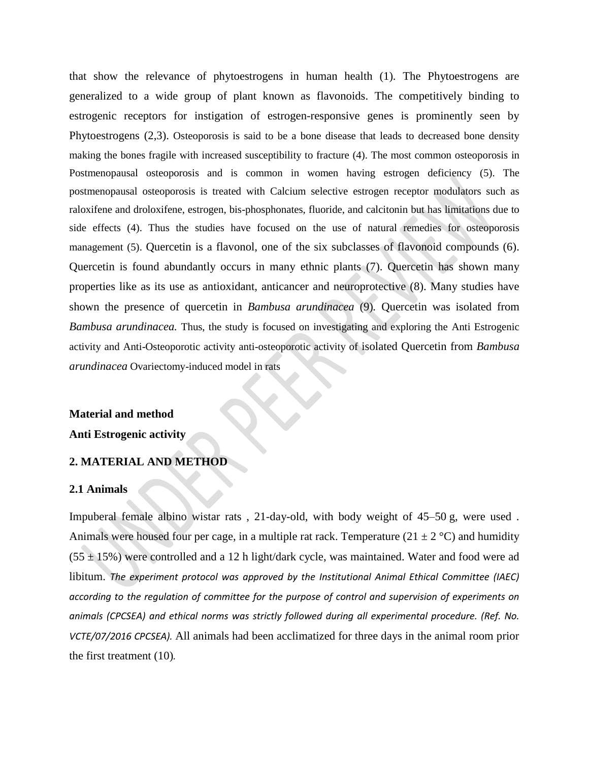that show the relevance of phytoestrogens in human health (1). The Phytoestrogens are generalized to a wide group of plant known as flavonoids. The competitively binding to estrogenic receptors for instigation of estrogen-responsive genes is prominently seen by Phytoestrogens (2,3). Osteoporosis is said to be a bone disease that leads to decreased bone density making the bones fragile with increased susceptibility to fracture (4). The most common osteoporosis in Postmenopausal osteoporosis and is common in women having estrogen deficiency (5). The postmenopausal osteoporosis is treated with Calcium selective estrogen receptor modulators such as raloxifene and droloxifene, estrogen, bis-phosphonates, fluoride, and calcitonin but has limitations due to side effects (4). Thus the studies have focused on the use of natural remedies for osteoporosis management (5). Quercetin is a flavonol, one of the six subclasses of flavonoid compounds (6). Quercetin is found abundantly occurs in many ethnic plants (7). Quercetin has shown many properties like as its use as antioxidant, anticancer and neuroprotective (8). Many studies have shown the presence of quercetin in *Bambusa arundinacea* (9). Quercetin was isolated from *Bambusa arundinacea.* Thus, the study is focused on investigating and exploring the Anti Estrogenic activity and Anti-Osteoporotic activity anti-osteoporotic activity of isolated Quercetin from *Bambusa arundinacea* Ovariectomy-induced model in rats

**Material and method**

**Anti Estrogenic activity**

## 2. MATERIAL AND METHOD

### 2.1 Animals

Impuberal female albino wistar rats , 21-day-old, with body weight of 45–50 g, were used . Animals were housed four per cage, in a multiple rat rack. Temperature (21 ± 2 °C) and humidity (55 ± 15%) were controlled and a 12 h light/dark cycle, was maintained. Water and food were ad libitum. *The experiment protocol was approved by the Institutional Animal Ethical Committee (IAEC) according to the regulation of committee for the purpose of control and supervision of experiments on animals (CPCSEA) and ethical norms was strictly followed during all experimental procedure. (Ref. No. VCTE/07/2016 CPCSEA).* All animals had been acclimatized for three days in the animal room prior the first treatment (10).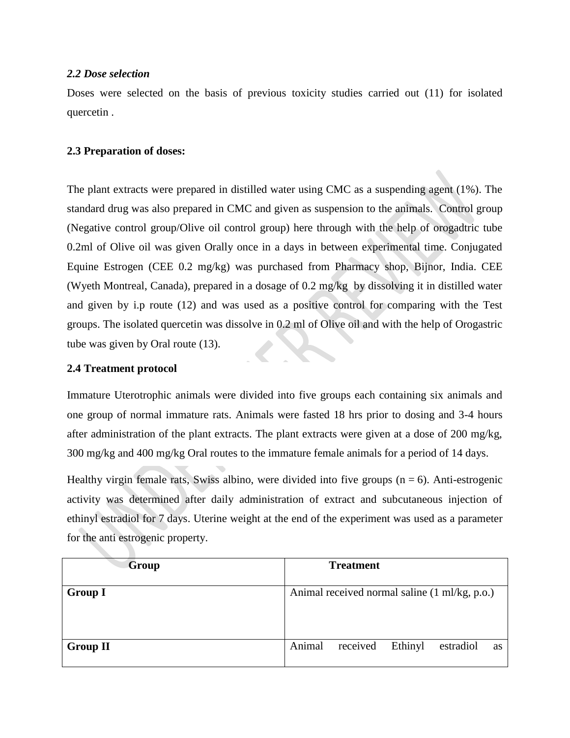### *2.2 Dose selection*

Doses were selected on the basis of previous toxicity studies carried out (11) for isolated quercetin .

### 2.3 Preparation of doses:

The plant extracts were prepared in distilled water using CMC as a suspending agent (1%). The standard drug was also prepared in CMC and given as suspension to the animals. Control group (Negative control group/Olive oil control group) here through with the help of orogadtric tube 0.2ml of Olive oil was given Orally once in a days in between experimental time. Conjugated Equine Estrogen (CEE 0.2 mg/kg) was purchased from Pharmacy shop, Bijnor, India. CEE (Wyeth Montreal, Canada), prepared in a dosage of 0.2 mg/kg by dissolving it in distilled water and given by i.p route (12) and was used as a positive control for comparing with the Test groups. The isolated quercetin was dissolve in 0.2 ml of Olive oil and with the help of Orogastric tube was given by Oral route (13).

### 2.4 Treatment protocol

Immature Uterotrophic animals were divided into five groups each containing six animals and one group of normal immature rats. Animals were fasted 18 hrs prior to dosing and 3-4 hours after administration of the plant extracts. The plant extracts were given at a dose of 200 mg/kg, 300 mg/kg and 400 mg/kg Oral routes to the immature female animals for a period of 14 days.

Healthy virgin female rats, Swiss albino, were divided into five groups ($n = 6$). Anti-estrogenic activity was determined after daily administration of extract and subcutaneous injection of ethinyl estradiol for 7 days. Uterine weight at the end of the experiment was used as a parameter for the anti estrogenic property.

| Group | Treatment |
|---|---|
| **Group I** | Animal received normal saline (1 ml/kg, p.o.) |
| **Group II** | Animal received Ethinyl estradiol as |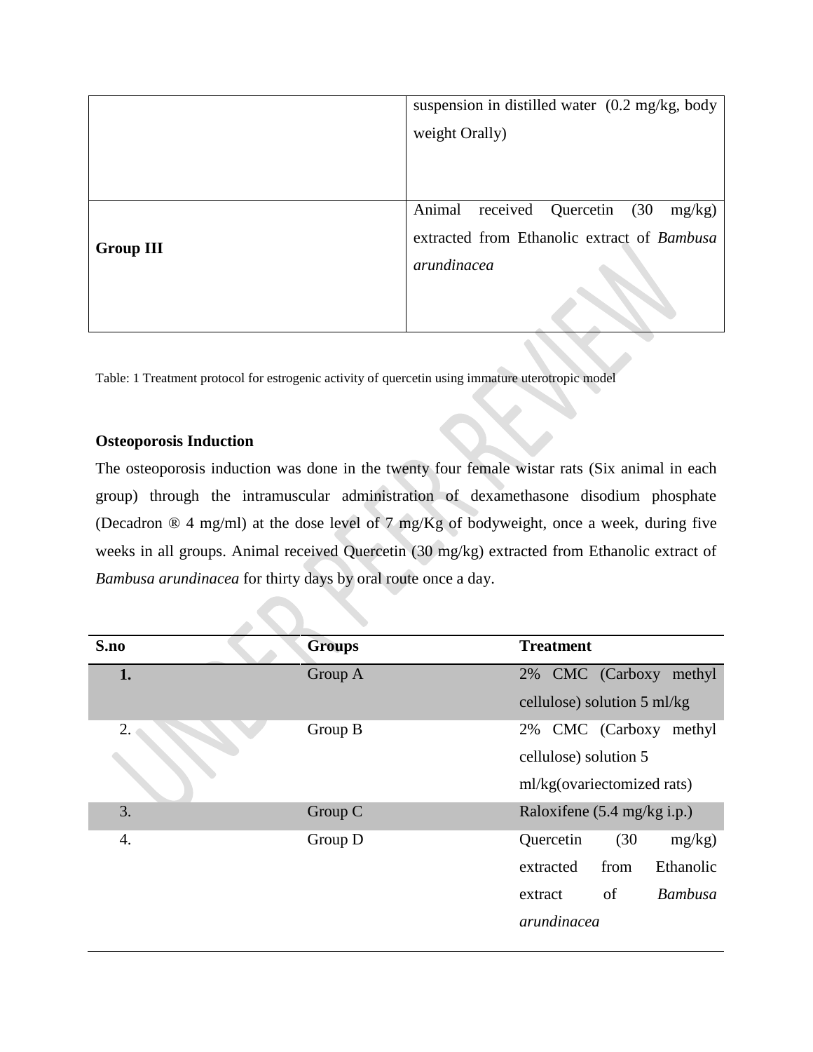| | |
|---|---|
| | suspension in distilled water (0.2 mg/kg, body weight Orally) |
| **Group III** | Animal received Quercetin (30 mg/kg) extracted from Ethanolic extract of *Bambusa arundinacea* |

Table: 1 Treatment protocol for estrogenic activity of quercetin using immature uterotropic model

**Osteoporosis Induction**

The osteoporosis induction was done in the twenty four female wistar rats (Six animal in each group) through the intramuscular administration of dexamethasone disodium phosphate (Decadron ® 4 mg/ml) at the dose level of 7 mg/Kg of bodyweight, once a week, during five weeks in all groups. Animal received Quercetin (30 mg/kg) extracted from Ethanolic extract of *Bambusa arundinacea* for thirty days by oral route once a day.

| S.no | Groups | Treatment |
|---|---|---|
| **1.** | Group A | 2% CMC (Carboxy methyl cellulose) solution 5 ml/kg |
| 2. | Group B | 2% CMC (Carboxy methyl cellulose) solution 5 ml/kg(ovariectomized rats) |
| 3. | Group C | Raloxifene (5.4 mg/kg i.p.) |
| 4. | Group D | Quercetin (30 mg/kg) extracted from Ethanolic extract of *Bambusa arundinacea* |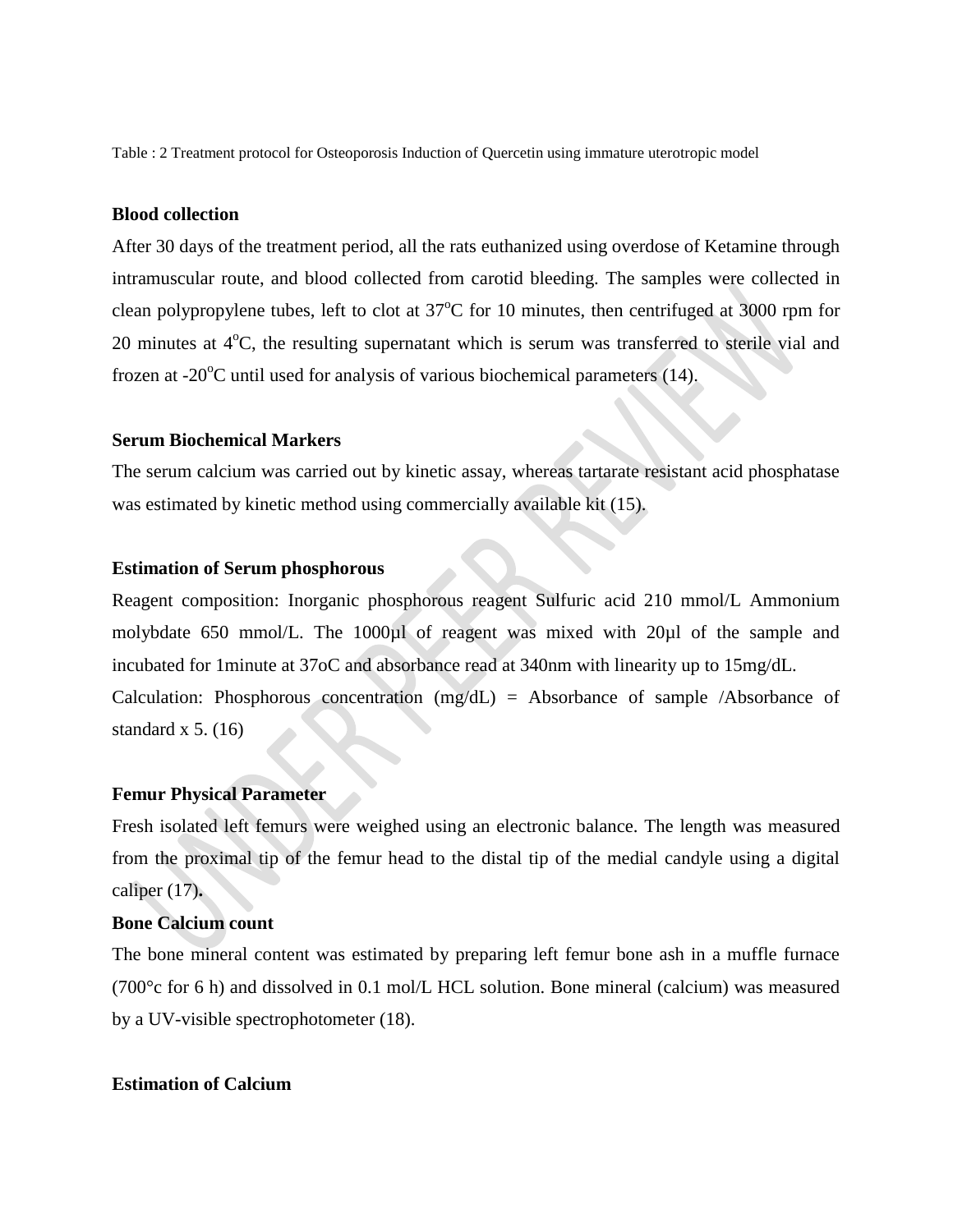Table : 2 Treatment protocol for Osteoporosis Induction of Quercetin using immature uterotropic model

**Blood collection**

After 30 days of the treatment period, all the rats euthanized using overdose of Ketamine through intramuscular route, and blood collected from carotid bleeding. The samples were collected in clean polypropylene tubes, left to clot at 37$^o$C for 10 minutes, then centrifuged at 3000 rpm for 20 minutes at 4$^o$C, the resulting supernatant which is serum was transferred to sterile vial and frozen at -20$^o$C until used for analysis of various biochemical parameters (14).

**Serum Biochemical Markers**

The serum calcium was carried out by kinetic assay, whereas tartarate resistant acid phosphatase was estimated by kinetic method using commercially available kit (15).

**Estimation of Serum phosphorous**

Reagent composition: Inorganic phosphorous reagent Sulfuric acid 210 mmol/L Ammonium molybdate 650 mmol/L. The 1000µl of reagent was mixed with 20µl of the sample and incubated for 1minute at 37oC and absorbance read at 340nm with linearity up to 15mg/dL.

Calculation: Phosphorous concentration (mg/dL) = Absorbance of sample /Absorbance of standard x 5. (16)

**Femur Physical Parameter**

Fresh isolated left femurs were weighed using an electronic balance. The length was measured from the proximal tip of the femur head to the distal tip of the medial candyle using a digital caliper (17)**.**

**Bone Calcium count**

The bone mineral content was estimated by preparing left femur bone ash in a muffle furnace (700°c for 6 h) and dissolved in 0.1 mol/L HCL solution. Bone mineral (calcium) was measured by a UV-visible spectrophotometer (18).

**Estimation of Calcium**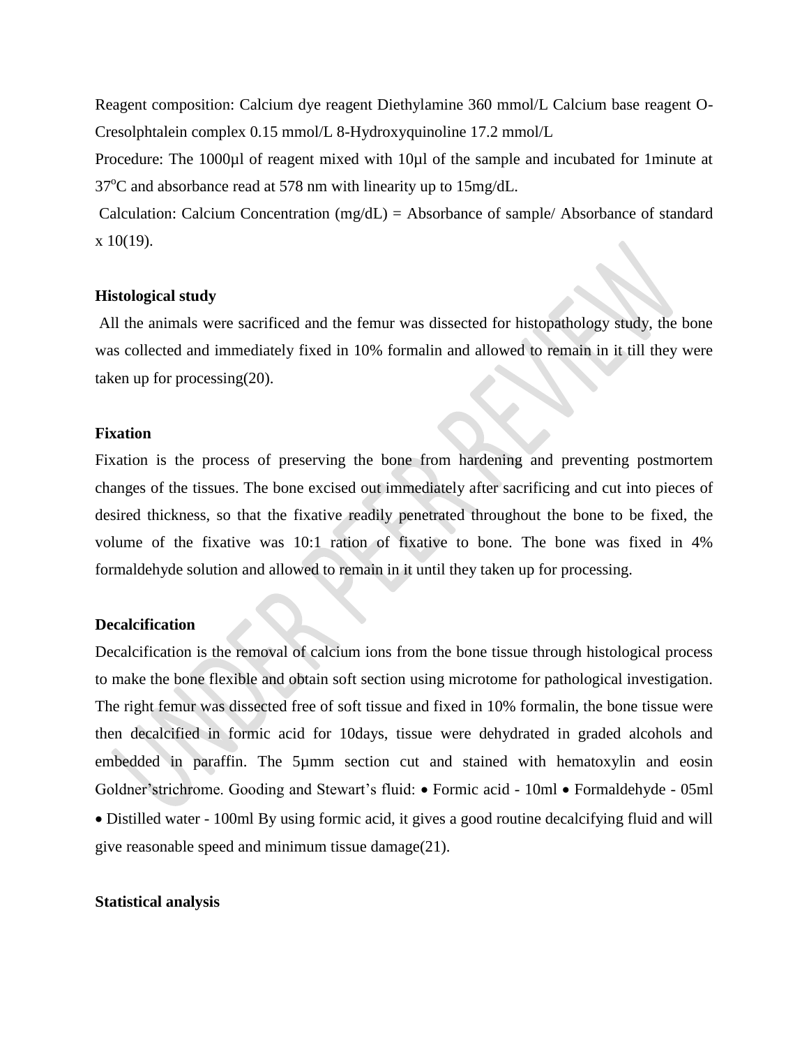Reagent composition: Calcium dye reagent Diethylamine 360 mmol/L Calcium base reagent O-Cresolphtalein complex 0.15 mmol/L 8-Hydroxyquinoline 17.2 mmol/L

Procedure: The 1000µl of reagent mixed with 10µl of the sample and incubated for 1minute at 37$^{o}$C and absorbance read at 578 nm with linearity up to 15mg/dL.

Calculation: Calcium Concentration (mg/dL) = Absorbance of sample/ Absorbance of standard x 10(19).

**Histological study**

All the animals were sacrificed and the femur was dissected for histopathology study, the bone was collected and immediately fixed in 10% formalin and allowed to remain in it till they were taken up for processing(20).

**Fixation**

Fixation is the process of preserving the bone from hardening and preventing postmortem changes of the tissues. The bone excised out immediately after sacrificing and cut into pieces of desired thickness, so that the fixative readily penetrated throughout the bone to be fixed, the volume of the fixative was 10:1 ration of fixative to bone. The bone was fixed in 4% formaldehyde solution and allowed to remain in it until they taken up for processing.

**Decalcification**

Decalcification is the removal of calcium ions from the bone tissue through histological process to make the bone flexible and obtain soft section using microtome for pathological investigation. The right femur was dissected free of soft tissue and fixed in 10% formalin, the bone tissue were then decalcified in formic acid for 10days, tissue were dehydrated in graded alcohols and embedded in paraffin. The 5µmm section cut and stained with hematoxylin and eosin Goldner'strichrome. Gooding and Stewart's fluid: • Formic acid - 10ml • Formaldehyde - 05ml • Distilled water - 100ml By using formic acid, it gives a good routine decalcifying fluid and will give reasonable speed and minimum tissue damage(21).

**Statistical analysis**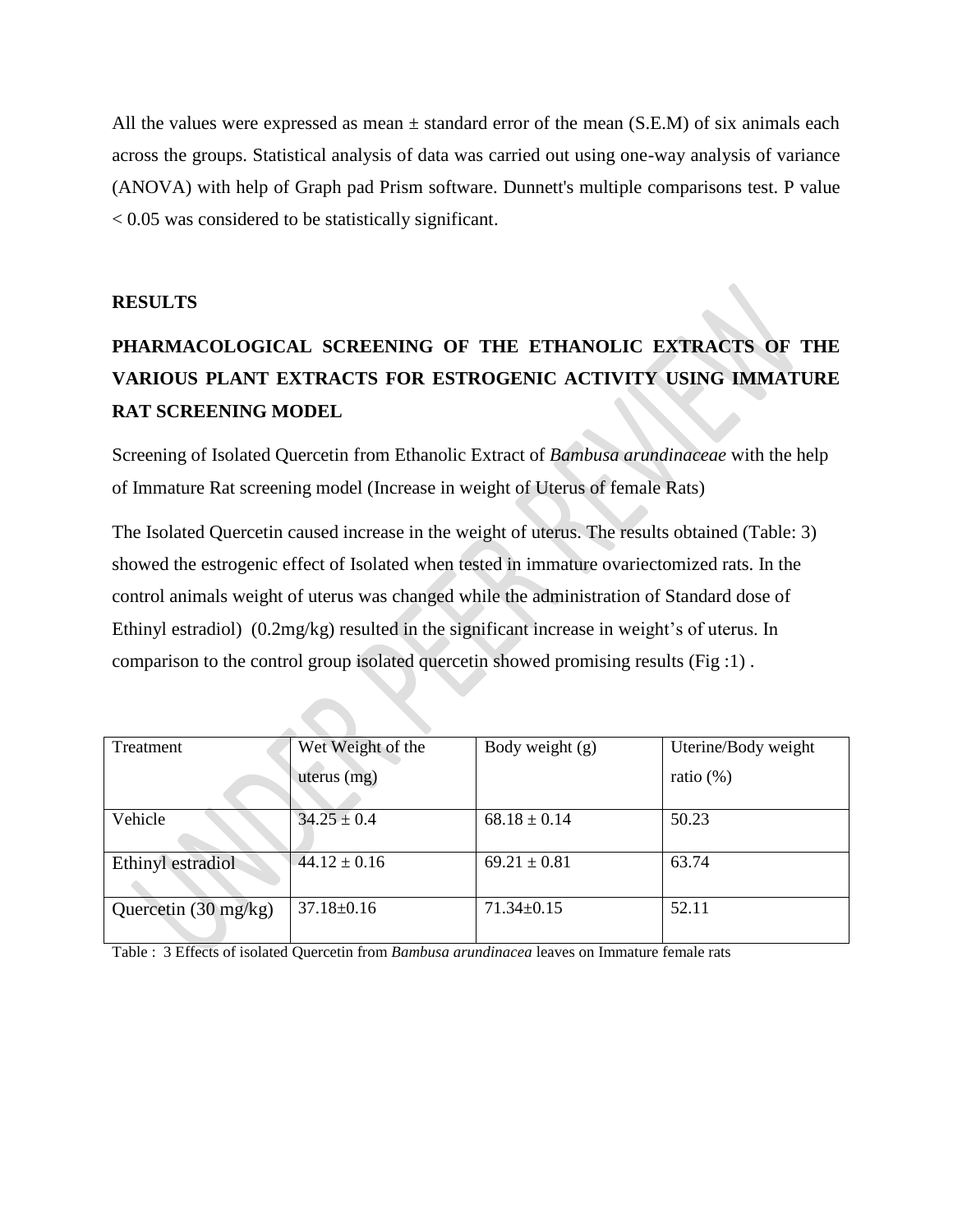All the values were expressed as mean ± standard error of the mean (S.E.M) of six animals each across the groups. Statistical analysis of data was carried out using one-way analysis of variance (ANOVA) with help of Graph pad Prism software. Dunnett's multiple comparisons test. P value < 0.05 was considered to be statistically significant.

## RESULTS

## PHARMACOLOGICAL SCREENING OF THE ETHANOLIC EXTRACTS OF THE VARIOUS PLANT EXTRACTS FOR ESTROGENIC ACTIVITY USING IMMATURE RAT SCREENING MODEL

Screening of Isolated Quercetin from Ethanolic Extract of *Bambusa arundinaceae* with the help of Immature Rat screening model (Increase in weight of Uterus of female Rats)

The Isolated Quercetin caused increase in the weight of uterus. The results obtained (Table: 3) showed the estrogenic effect of Isolated when tested in immature ovariectomized rats. In the control animals weight of uterus was changed while the administration of Standard dose of Ethinyl estradiol) (0.2mg/kg) resulted in the significant increase in weight's of uterus. In comparison to the control group isolated quercetin showed promising results (Fig :1) .

| Treatment | Wet Weight of the uterus (mg) | Body weight (g) | Uterine/Body weight ratio (%) |
|---|---|---|---|
| Vehicle | 34.25 ± 0.4 | 68.18 ± 0.14 | 50.23 |
| Ethinyl estradiol | 44.12 ± 0.16 | 69.21 ± 0.81 | 63.74 |
| Quercetin (30 mg/kg) | 37.18±0.16 | 71.34±0.15 | 52.11 |

Table : 3 Effects of isolated Quercetin from *Bambusa arundinacea* leaves on Immature female rats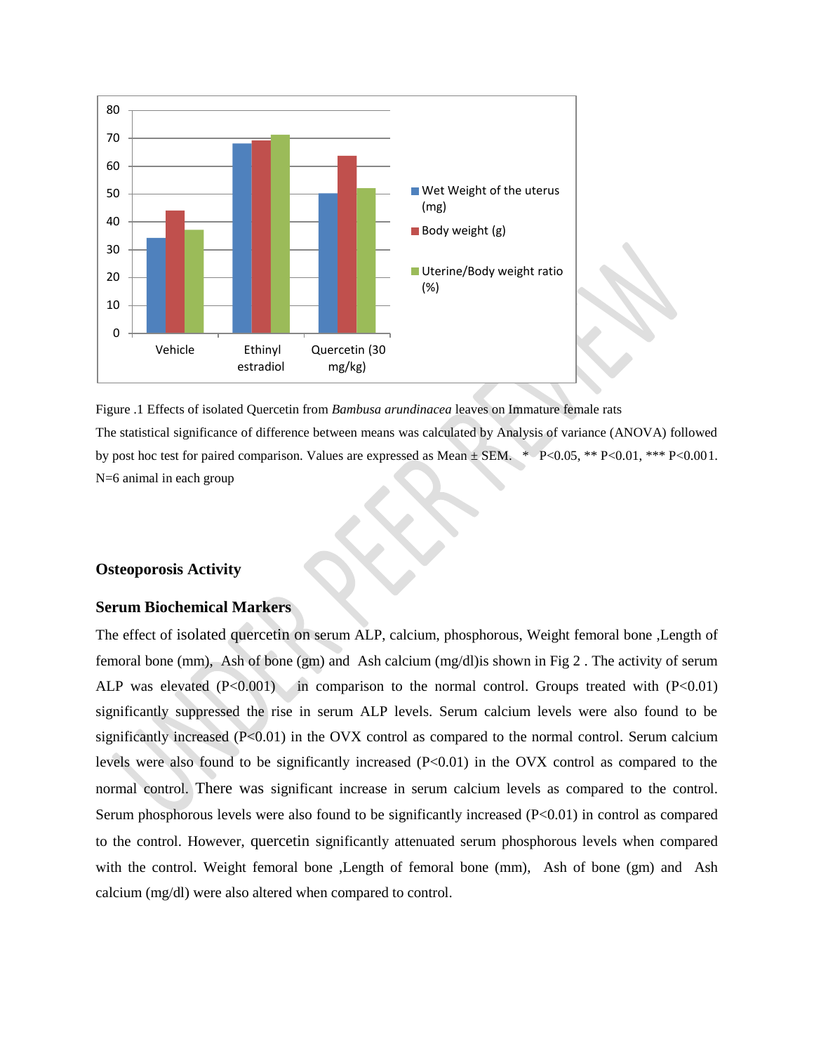Figure .1 Effects of isolated Quercetin from *Bambusa arundinacea* leaves on Immature female rats

The statistical significance of difference between means was calculated by Analysis of variance (ANOVA) followed by post hoc test for paired comparison. Values are expressed as Mean ± SEM. * P<0.05, ** P<0.01, *** P<0.001. N=6 animal in each group

## Osteoporosis Activity

### Serum Biochemical Markers

The effect of isolated quercetin on serum ALP, calcium, phosphorous, Weight femoral bone ,Length of femoral bone (mm), Ash of bone (gm) and Ash calcium (mg/dl)is shown in Fig 2 . The activity of serum ALP was elevated (P<0.001) in comparison to the normal control. Groups treated with (P<0.01) significantly suppressed the rise in serum ALP levels. Serum calcium levels were also found to be significantly increased (P<0.01) in the OVX control as compared to the normal control. Serum calcium levels were also found to be significantly increased (P<0.01) in the OVX control as compared to the normal control. There was significant increase in serum calcium levels as compared to the control. Serum phosphorous levels were also found to be significantly increased (P<0.01) in control as compared to the control. However, quercetin significantly attenuated serum phosphorous levels when compared with the control. Weight femoral bone ,Length of femoral bone (mm), Ash of bone (gm) and Ash calcium (mg/dl) were also altered when compared to control.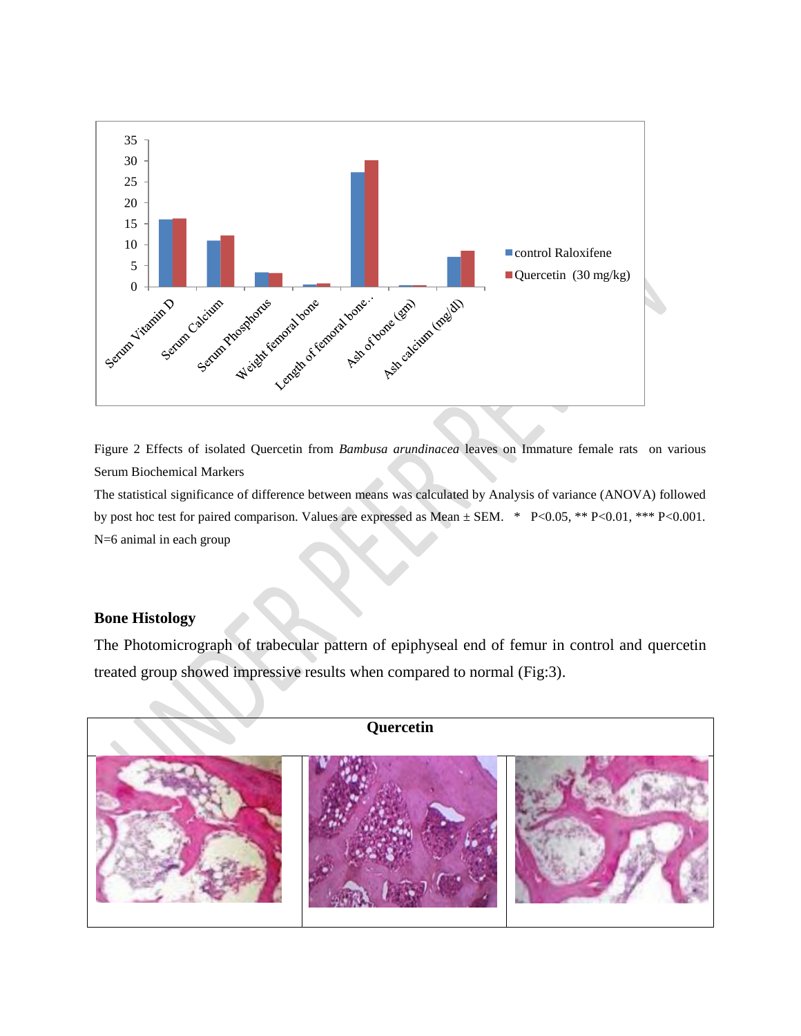Figure 2 Effects of isolated Quercetin from *Bambusa arundinacea* leaves on Immature female rats on various Serum Biochemical Markers

The statistical significance of difference between means was calculated by Analysis of variance (ANOVA) followed by post hoc test for paired comparison. Values are expressed as Mean ± SEM. * P<0.05, ** P<0.01, *** P<0.001. N=6 animal in each group

### Bone Histology

The Photomicrograph of trabecular pattern of epiphyseal end of femur in control and quercetin treated group showed impressive results when compared to normal (Fig:3).

| Quercetin | | |
|---|---|---|
| | | |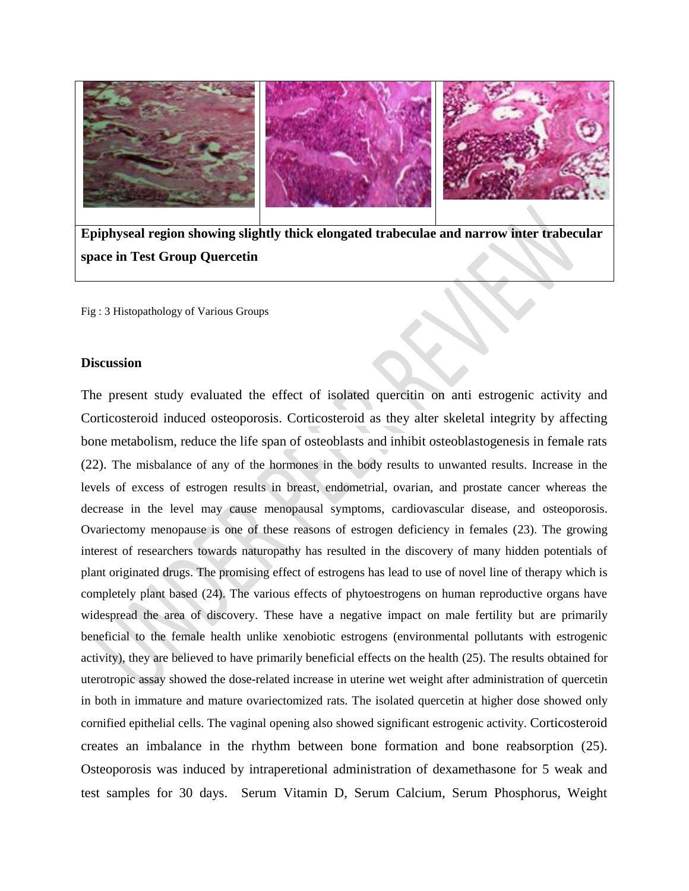**Epiphyseal region showing slightly thick elongated trabeculae and narrow inter trabecular space in Test Group Quercetin**

Fig : 3 Histopathology of Various Groups

## Discussion

The present study evaluated the effect of isolated quercitin on anti estrogenic activity and Corticosteroid induced osteoporosis. Corticosteroid as they alter skeletal integrity by affecting bone metabolism, reduce the life span of osteoblasts and inhibit osteoblastogenesis in female rats (22). The misbalance of any of the hormones in the body results to unwanted results. Increase in the levels of excess of estrogen results in breast, endometrial, ovarian, and prostate cancer whereas the decrease in the level may cause menopausal symptoms, cardiovascular disease, and osteoporosis. Ovariectomy menopause is one of these reasons of estrogen deficiency in females (23). The growing interest of researchers towards naturopathy has resulted in the discovery of many hidden potentials of plant originated drugs. The promising effect of estrogens has lead to use of novel line of therapy which is completely plant based (24). The various effects of phytoestrogens on human reproductive organs have widespread the area of discovery. These have a negative impact on male fertility but are primarily beneficial to the female health unlike xenobiotic estrogens (environmental pollutants with estrogenic activity), they are believed to have primarily beneficial effects on the health (25). The results obtained for uterotropic assay showed the dose-related increase in uterine wet weight after administration of quercetin in both in immature and mature ovariectomized rats. The isolated quercetin at higher dose showed only cornified epithelial cells. The vaginal opening also showed significant estrogenic activity. Corticosteroid creates an imbalance in the rhythm between bone formation and bone reabsorption (25). Osteoporosis was induced by intraperetional administration of dexamethasone for 5 weak and test samples for 30 days. Serum Vitamin D, Serum Calcium, Serum Phosphorus, Weight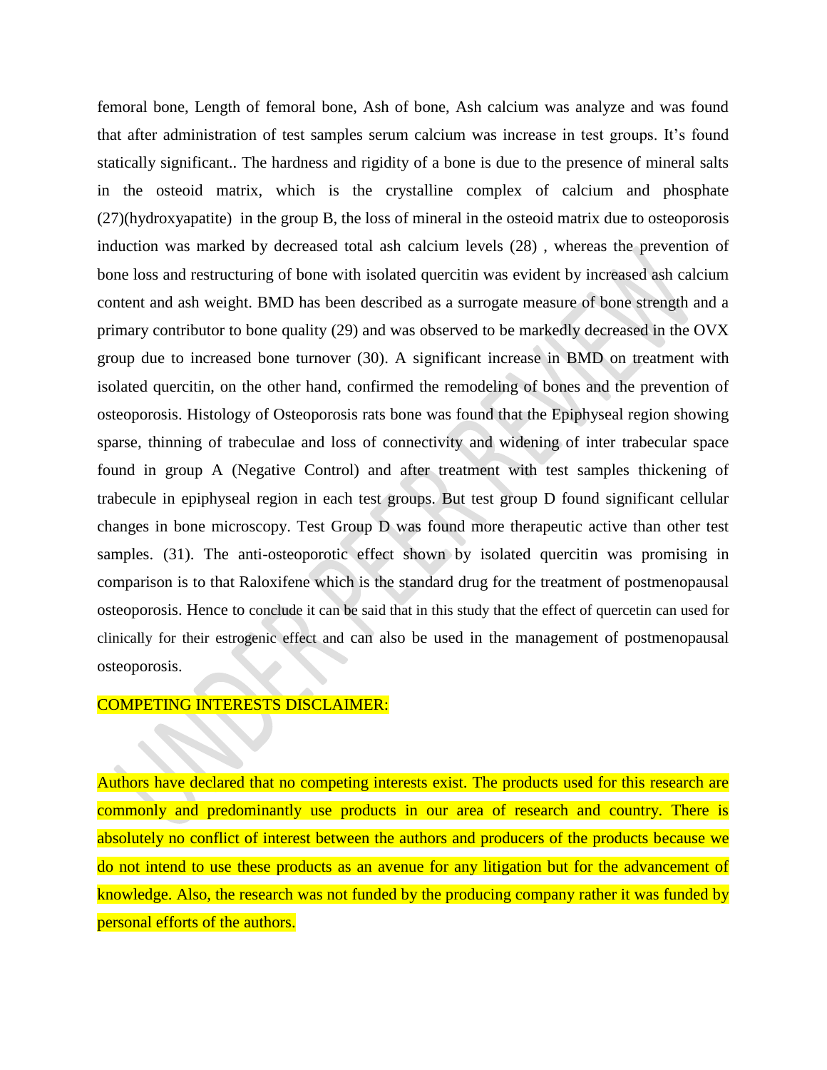femoral bone, Length of femoral bone, Ash of bone, Ash calcium was analyze and was found that after administration of test samples serum calcium was increase in test groups. It's found statically significant.. The hardness and rigidity of a bone is due to the presence of mineral salts in the osteoid matrix, which is the crystalline complex of calcium and phosphate (27)(hydroxyapatite) in the group B, the loss of mineral in the osteoid matrix due to osteoporosis induction was marked by decreased total ash calcium levels (28) , whereas the prevention of bone loss and restructuring of bone with isolated quercitin was evident by increased ash calcium content and ash weight. BMD has been described as a surrogate measure of bone strength and a primary contributor to bone quality (29) and was observed to be markedly decreased in the OVX group due to increased bone turnover (30). A significant increase in BMD on treatment with isolated quercitin, on the other hand, confirmed the remodeling of bones and the prevention of osteoporosis. Histology of Osteoporosis rats bone was found that the Epiphyseal region showing sparse, thinning of trabeculae and loss of connectivity and widening of inter trabecular space found in group A (Negative Control) and after treatment with test samples thickening of trabecule in epiphyseal region in each test groups. But test group D found significant cellular changes in bone microscopy. Test Group D was found more therapeutic active than other test samples. (31). The anti-osteoporotic effect shown by isolated quercitin was promising in comparison is to that Raloxifene which is the standard drug for the treatment of postmenopausal osteoporosis. Hence to conclude it can be said that in this study that the effect of quercetin can used for clinically for their estrogenic effect and can also be used in the management of postmenopausal osteoporosis.

COMPETING INTERESTS DISCLAIMER:

Authors have declared that no competing interests exist. The products used for this research are commonly and predominantly use products in our area of research and country. There is absolutely no conflict of interest between the authors and producers of the products because we do not intend to use these products as an avenue for any litigation but for the advancement of knowledge. Also, the research was not funded by the producing company rather it was funded by personal efforts of the authors.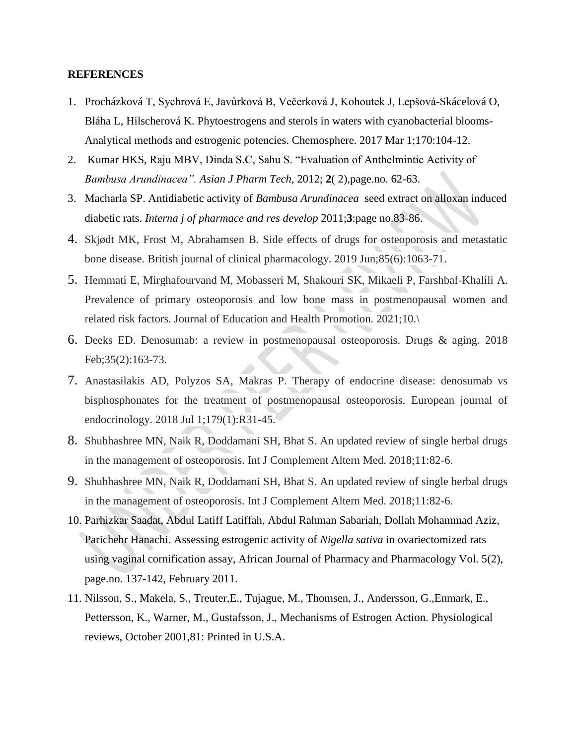**REFERENCES**

1. Procházková T, Sychrová E, Javůrková B, Večerková J, Kohoutek J, Lepšová-Skácelová O, Bláha L, Hilscherová K. Phytoestrogens and sterols in waters with cyanobacterial blooms-Analytical methods and estrogenic potencies. Chemosphere. 2017 Mar 1;170:104-12.
2. Kumar HKS, Raju MBV, Dinda S.C, Sahu S. "Evaluation of Anthelmintic Activity of *Bambusa Arundinacea". Asian J Pharm Tech,* 2012; **2**( 2),page.no. 62-63.
3. Macharla SP. Antidiabetic activity of *Bambusa Arundinacea* seed extract on alloxan induced diabetic rats. *Interna j of pharmace and res develop* 2011;**3**:page no.83-86.
4. Skjødt MK, Frost M, Abrahamsen B. Side effects of drugs for osteoporosis and metastatic bone disease. British journal of clinical pharmacology. 2019 Jun;85(6):1063-71.
5. Hemmati E, Mirghafourvand M, Mobasseri M, Shakouri SK, Mikaeli P, Farshbaf-Khalili A. Prevalence of primary osteoporosis and low bone mass in postmenopausal women and related risk factors. Journal of Education and Health Promotion. 2021;10.\
6. Deeks ED. Denosumab: a review in postmenopausal osteoporosis. Drugs & aging. 2018 Feb;35(2):163-73.
7. Anastasilakis AD, Polyzos SA, Makras P. Therapy of endocrine disease: denosumab vs bisphosphonates for the treatment of postmenopausal osteoporosis. European journal of endocrinology. 2018 Jul 1;179(1):R31-45.
8. Shubhashree MN, Naik R, Doddamani SH, Bhat S. An updated review of single herbal drugs in the management of osteoporosis. Int J Complement Altern Med. 2018;11:82-6.
9. Shubhashree MN, Naik R, Doddamani SH, Bhat S. An updated review of single herbal drugs in the management of osteoporosis. Int J Complement Altern Med. 2018;11:82-6.
10. Parhizkar Saadat, Abdul Latiff Latiffah, Abdul Rahman Sabariah, Dollah Mohammad Aziz, Parichehr Hanachi. Assessing estrogenic activity of *Nigella sativa* in ovariectomized rats using vaginal cornification assay, African Journal of Pharmacy and Pharmacology Vol. 5(2), page.no. 137-142, February 2011.
11. Nilsson, S., Makela, S., Treuter,E., Tujague, M., Thomsen, J., Andersson, G.,Enmark, E., Pettersson, K., Warner, M., Gustafsson, J., Mechanisms of Estrogen Action. Physiological reviews, October 2001,81: Printed in U.S.A.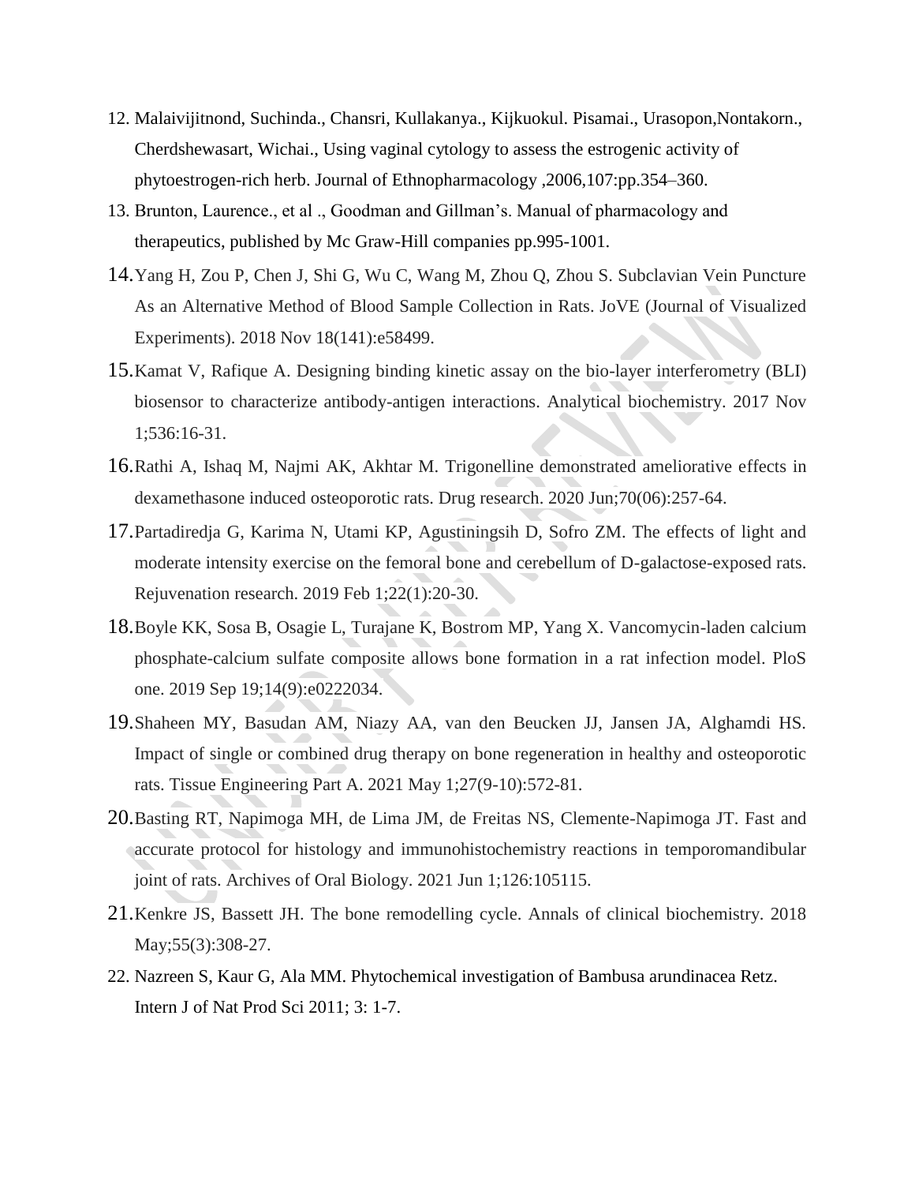12. Malaivijitnond, Suchinda., Chansri, Kullakanya., Kijkuokul. Pisamai., Urasopon,Nontakorn., Cherdshewasart, Wichai., Using vaginal cytology to assess the estrogenic activity of phytoestrogen-rich herb. Journal of Ethnopharmacology ,2006,107:pp.354–360.
13. Brunton, Laurence., et al ., Goodman and Gillman's. Manual of pharmacology and therapeutics, published by Mc Graw-Hill companies pp.995-1001.
14. Yang H, Zou P, Chen J, Shi G, Wu C, Wang M, Zhou Q, Zhou S. Subclavian Vein Puncture As an Alternative Method of Blood Sample Collection in Rats. JoVE (Journal of Visualized Experiments). 2018 Nov 18(141):e58499.
15. Kamat V, Rafique A. Designing binding kinetic assay on the bio-layer interferometry (BLI) biosensor to characterize antibody-antigen interactions. Analytical biochemistry. 2017 Nov 1;536:16-31.
16. Rathi A, Ishaq M, Najmi AK, Akhtar M. Trigonelline demonstrated ameliorative effects in dexamethasone induced osteoporotic rats. Drug research. 2020 Jun;70(06):257-64.
17. Partadiredja G, Karima N, Utami KP, Agustiningsih D, Sofro ZM. The effects of light and moderate intensity exercise on the femoral bone and cerebellum of D-galactose-exposed rats. Rejuvenation research. 2019 Feb 1;22(1):20-30.
18. Boyle KK, Sosa B, Osagie L, Turajane K, Bostrom MP, Yang X. Vancomycin-laden calcium phosphate-calcium sulfate composite allows bone formation in a rat infection model. PloS one. 2019 Sep 19;14(9):e0222034.
19. Shaheen MY, Basudan AM, Niazy AA, van den Beucken JJ, Jansen JA, Alghamdi HS. Impact of single or combined drug therapy on bone regeneration in healthy and osteoporotic rats. Tissue Engineering Part A. 2021 May 1;27(9-10):572-81.
20. Basting RT, Napimoga MH, de Lima JM, de Freitas NS, Clemente-Napimoga JT. Fast and accurate protocol for histology and immunohistochemistry reactions in temporomandibular joint of rats. Archives of Oral Biology. 2021 Jun 1;126:105115.
21. Kenkre JS, Bassett JH. The bone remodelling cycle. Annals of clinical biochemistry. 2018 May;55(3):308-27.
22. Nazreen S, Kaur G, Ala MM. Phytochemical investigation of Bambusa arundinacea Retz. Intern J of Nat Prod Sci 2011; 3: 1-7.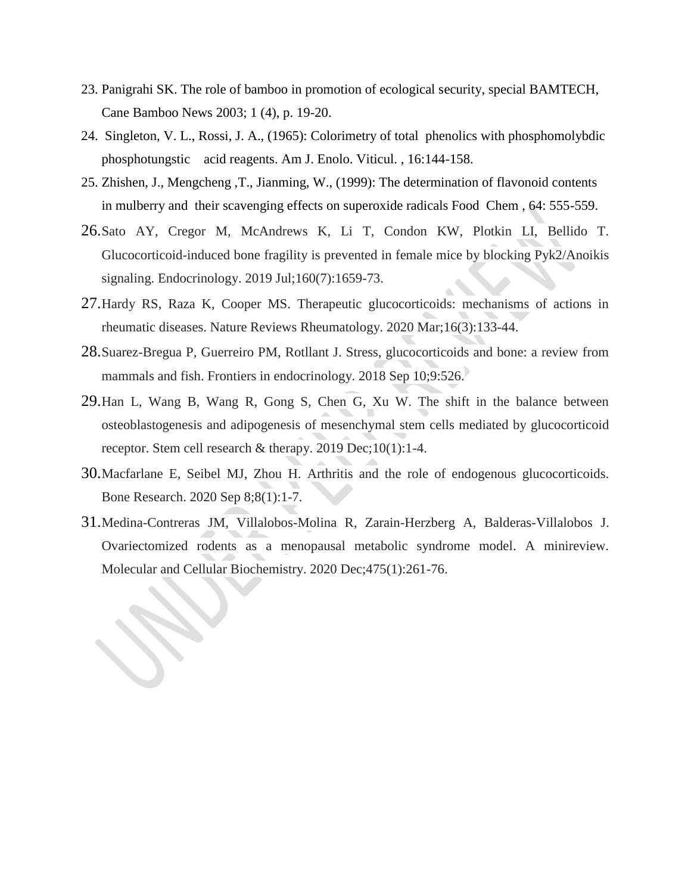23. Panigrahi SK. The role of bamboo in promotion of ecological security, special BAMTECH, Cane Bamboo News 2003; 1 (4), p. 19-20.
24. Singleton, V. L., Rossi, J. A., (1965): Colorimetry of total phenolics with phosphomolybdic phosphotungstic acid reagents. Am J. Enolo. Viticul. , 16:144-158.
25. Zhishen, J., Mengcheng ,T., Jianming, W., (1999): The determination of flavonoid contents in mulberry and their scavenging effects on superoxide radicals Food Chem , 64: 555-559.
26. Sato AY, Cregor M, McAndrews K, Li T, Condon KW, Plotkin LI, Bellido T. Glucocorticoid-induced bone fragility is prevented in female mice by blocking Pyk2/Anoikis signaling. Endocrinology. 2019 Jul;160(7):1659-73.
27. Hardy RS, Raza K, Cooper MS. Therapeutic glucocorticoids: mechanisms of actions in rheumatic diseases. Nature Reviews Rheumatology. 2020 Mar;16(3):133-44.
28. Suarez-Bregua P, Guerreiro PM, Rotllant J. Stress, glucocorticoids and bone: a review from mammals and fish. Frontiers in endocrinology. 2018 Sep 10;9:526.
29. Han L, Wang B, Wang R, Gong S, Chen G, Xu W. The shift in the balance between osteoblastogenesis and adipogenesis of mesenchymal stem cells mediated by glucocorticoid receptor. Stem cell research & therapy. 2019 Dec;10(1):1-4.
30. Macfarlane E, Seibel MJ, Zhou H. Arthritis and the role of endogenous glucocorticoids. Bone Research. 2020 Sep 8;8(1):1-7.
31. Medina-Contreras JM, Villalobos-Molina R, Zarain-Herzberg A, Balderas-Villalobos J. Ovariectomized rodents as a menopausal metabolic syndrome model. A minireview. Molecular and Cellular Biochemistry. 2020 Dec;475(1):261-76.